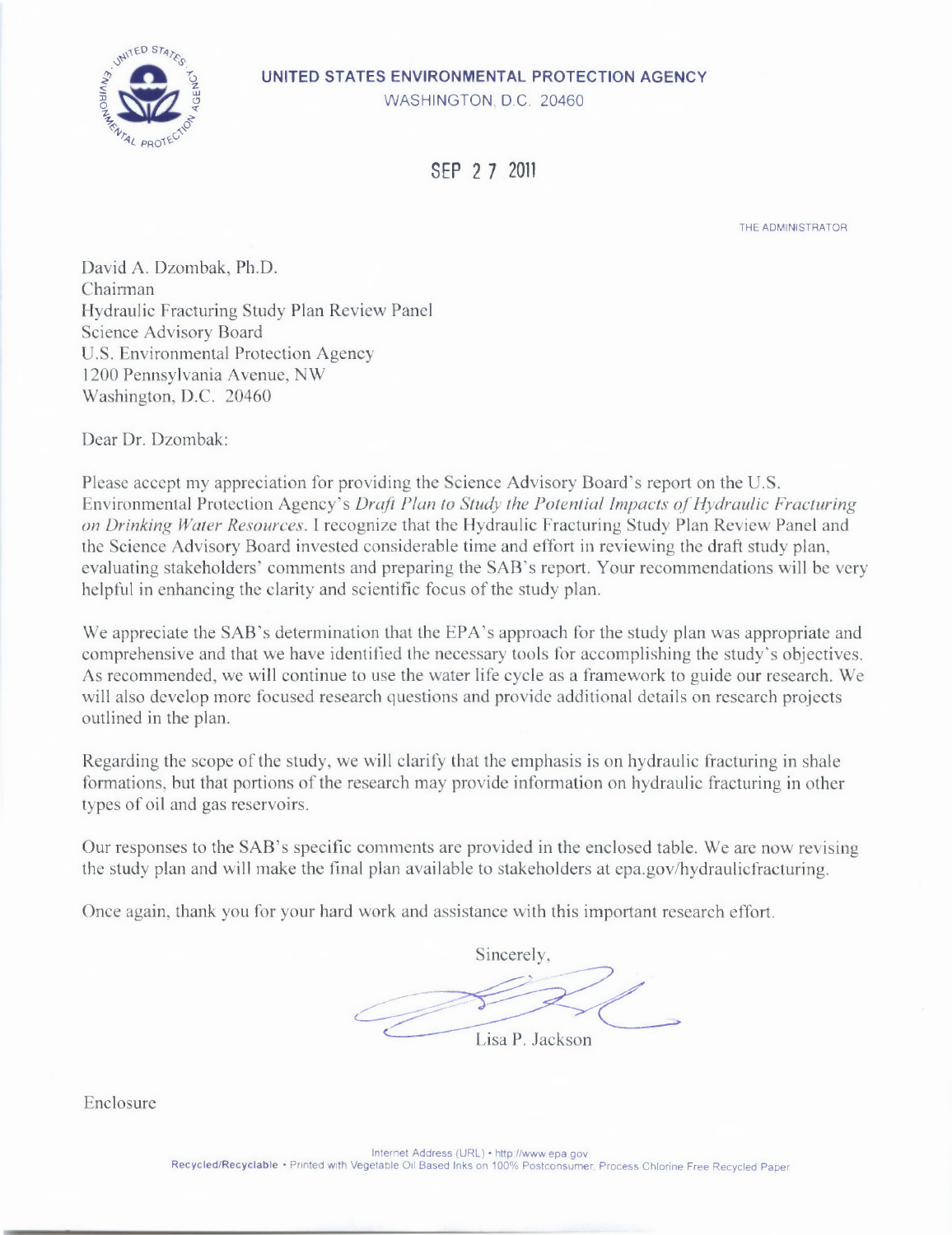**UNITED STATES ENVIRONMENTAL PROTECTION AGENCY**
WASHINGTON, D.C. 20460

SEP 27 2011

THE ADMINISTRATOR

David A. Dzombak, Ph.D.
Chairman
Hydraulic Fracturing Study Plan Review Panel
Science Advisory Board
U.S. Environmental Protection Agency
1200 Pennsylvania Avenue, NW
Washington, D.C. 20460

Dear Dr. Dzombak:

Please accept my appreciation for providing the Science Advisory Board's report on the U.S. Environmental Protection Agency's *Draft Plan to Study the Potential Impacts of Hydraulic Fracturing on Drinking Water Resources*. I recognize that the Hydraulic Fracturing Study Plan Review Panel and the Science Advisory Board invested considerable time and effort in reviewing the draft study plan, evaluating stakeholders' comments and preparing the SAB's report. Your recommendations will be very helpful in enhancing the clarity and scientific focus of the study plan.

We appreciate the SAB's determination that the EPA's approach for the study plan was appropriate and comprehensive and that we have identified the necessary tools for accomplishing the study's objectives. As recommended, we will continue to use the water life cycle as a framework to guide our research. We will also develop more focused research questions and provide additional details on research projects outlined in the plan.

Regarding the scope of the study, we will clarify that the emphasis is on hydraulic fracturing in shale formations, but that portions of the research may provide information on hydraulic fracturing in other types of oil and gas reservoirs.

Our responses to the SAB's specific comments are provided in the enclosed table. We are now revising the study plan and will make the final plan available to stakeholders at epa.gov/hydraulicfracturing.

Once again, thank you for your hard work and assistance with this important research effort.

Sincerely,

Lisa P. Jackson

Enclosure

Internet Address (URL) • http://www.epa.gov
Recycled/Recyclable • Printed with Vegetable Oil Based Inks on 100% Postconsumer, Process Chlorine Free Recycled Paper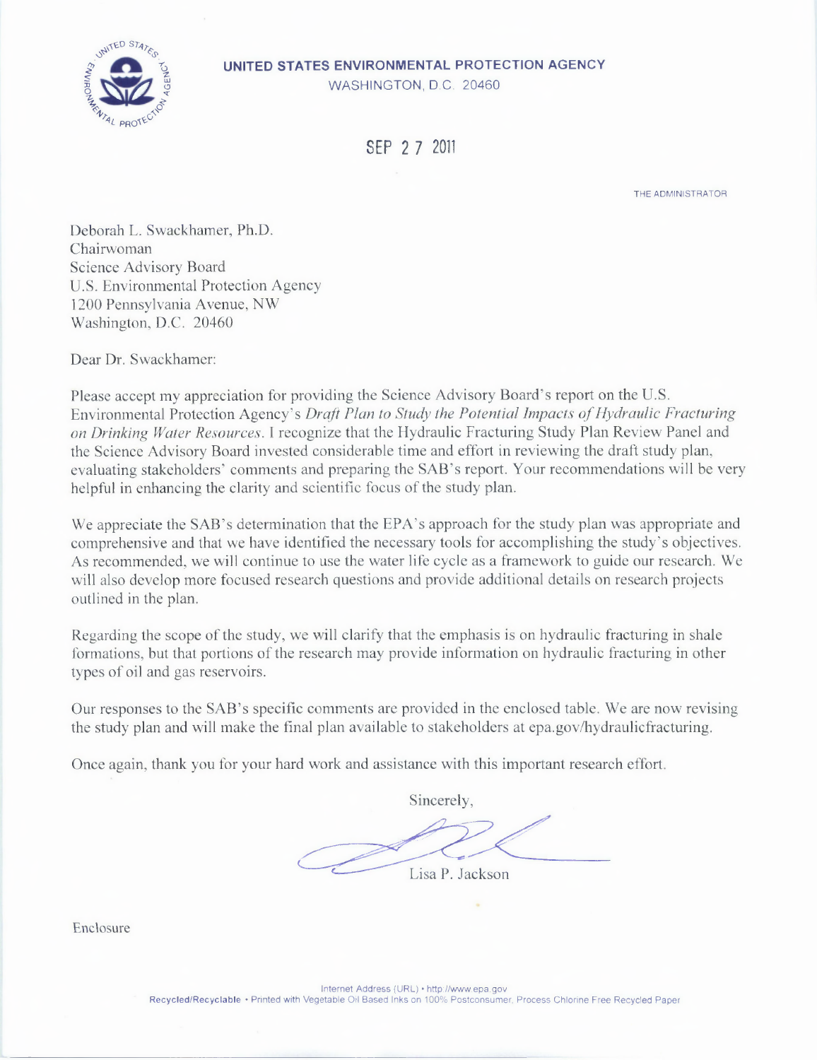**UNITED STATES ENVIRONMENTAL PROTECTION AGENCY**
WASHINGTON, D.C. 20460

SEP 27 2011

THE ADMINISTRATOR

Deborah L. Swackhamer, Ph.D.
Chairwoman
Science Advisory Board
U.S. Environmental Protection Agency
1200 Pennsylvania Avenue, NW
Washington, D.C. 20460

Dear Dr. Swackhamer:

Please accept my appreciation for providing the Science Advisory Board's report on the U.S. Environmental Protection Agency's *Draft Plan to Study the Potential Impacts of Hydraulic Fracturing on Drinking Water Resources*. I recognize that the Hydraulic Fracturing Study Plan Review Panel and the Science Advisory Board invested considerable time and effort in reviewing the draft study plan, evaluating stakeholders' comments and preparing the SAB's report. Your recommendations will be very helpful in enhancing the clarity and scientific focus of the study plan.

We appreciate the SAB's determination that the EPA's approach for the study plan was appropriate and comprehensive and that we have identified the necessary tools for accomplishing the study's objectives. As recommended, we will continue to use the water life cycle as a framework to guide our research. We will also develop more focused research questions and provide additional details on research projects outlined in the plan.

Regarding the scope of the study, we will clarify that the emphasis is on hydraulic fracturing in shale formations, but that portions of the research may provide information on hydraulic fracturing in other types of oil and gas reservoirs.

Our responses to the SAB's specific comments are provided in the enclosed table. We are now revising the study plan and will make the final plan available to stakeholders at epa.gov/hydraulicfracturing.

Once again, thank you for your hard work and assistance with this important research effort.

Sincerely,

Lisa P. Jackson

Enclosure

Internet Address (URL) • http://www.epa.gov
Recycled/Recyclable • Printed with Vegetable Oil Based Inks on 100% Postconsumer, Process Chlorine Free Recycled Paper